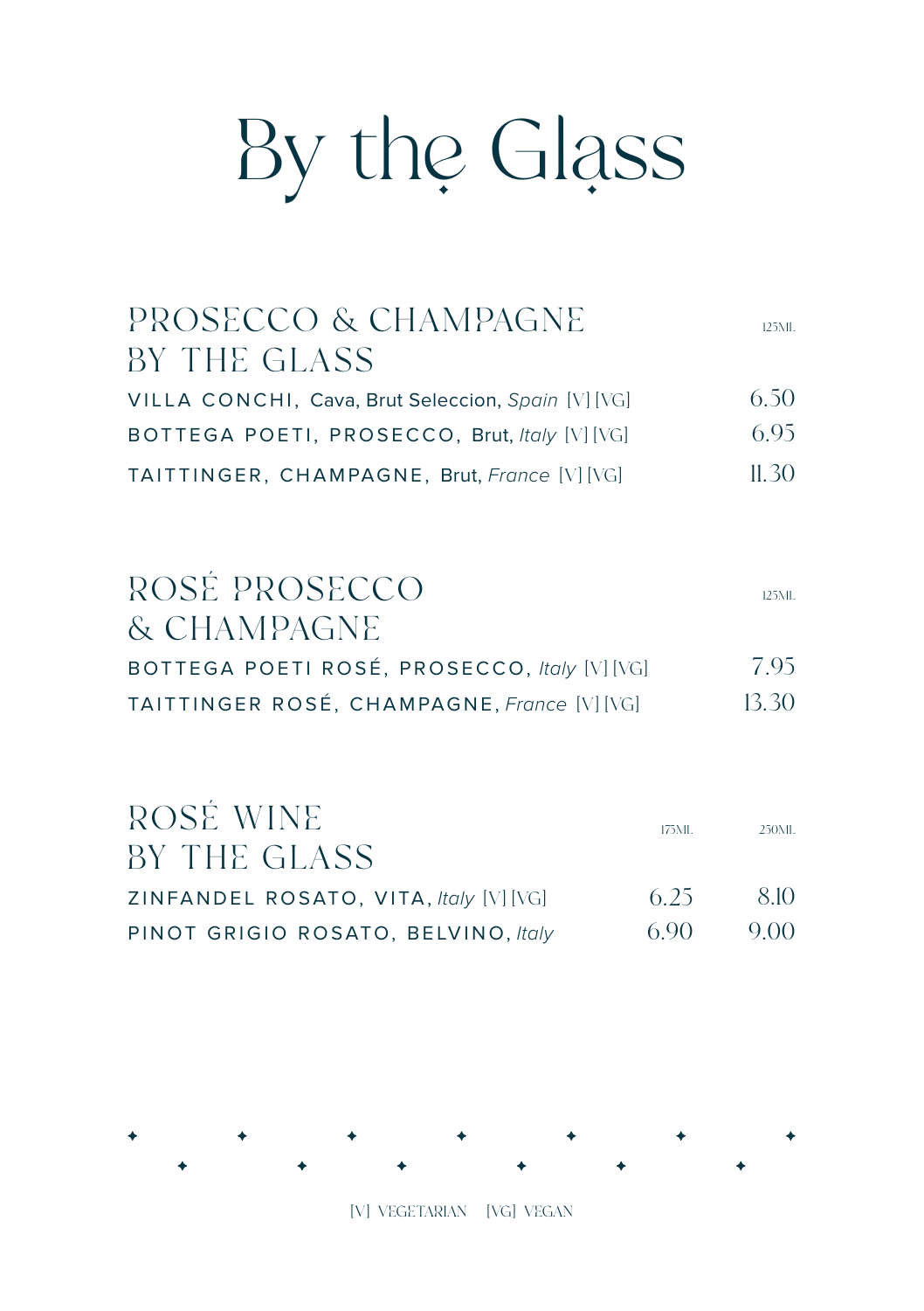# By the Glass

## PROSECCO & CHAMPAGNE BY THE GLASS

| | 125ML |
|---|---|
| VILLA CONCHI, Cava, Brut Seleccion, *Spain* [V] [VG] | 6.50 |
| BOTTEGA POETI, PROSECCO, Brut, *Italy* [V] [VG] | 6.95 |
| TAITTINGER, CHAMPAGNE, Brut, *France* [V] [VG] | 11.30 |

## ROSÉ PROSECCO & CHAMPAGNE

| | 125ML |
|---|---|
| BOTTEGA POETI ROSÉ, PROSECCO, *Italy* [V] [VG] | 7.95 |
| TAITTINGER ROSÉ, CHAMPAGNE, *France* [V] [VG] | 13.30 |

## ROSÉ WINE BY THE GLASS

| | 175ML | 250ML |
|---|---|---|
| ZINFANDEL ROSATO, VITA, *Italy* [V] [VG] | 6.25 | 8.10 |
| PINOT GRIGIO ROSATO, BELVINO, *Italy* | 6.90 | 9.00 |

[V] VEGETARIAN [VG] VEGAN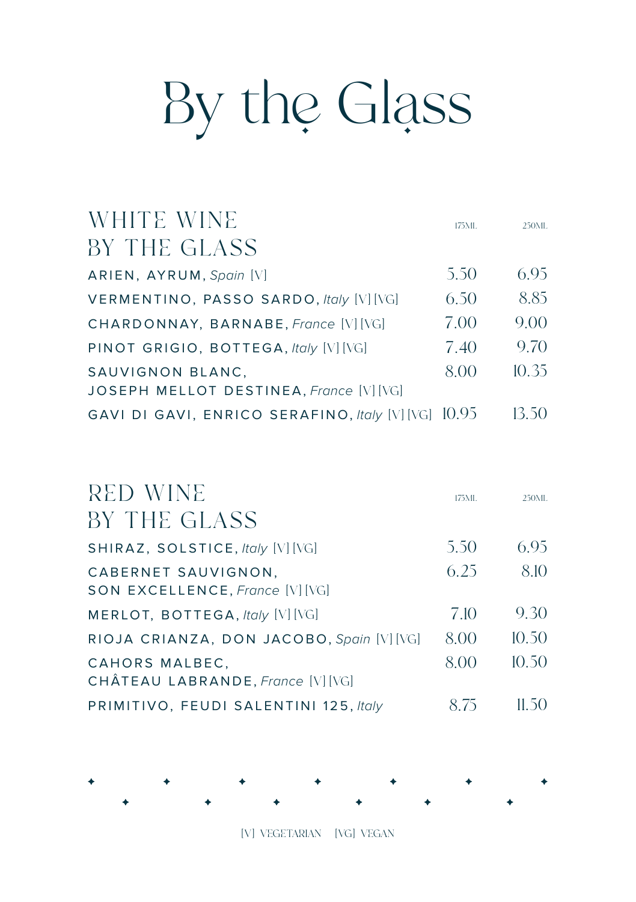# By the Glass

## WHITE WINE BY THE GLASS

| | 175ML | 250ML |
|---|---|---|
| ARIEN, AYRUM, *Spain* [V] | 5.50 | 6.95 |
| VERMENTINO, PASSO SARDO, *Italy* [V] [VG] | 6.50 | 8.85 |
| CHARDONNAY, BARNABE, *France* [V] [VG] | 7.00 | 9.00 |
| PINOT GRIGIO, BOTTEGA, *Italy* [V] [VG] | 7.40 | 9.70 |
| SAUVIGNON BLANC, JOSEPH MELLOT DESTINEA, *France* [V] [VG] | 8.00 | 10.35 |
| GAVI DI GAVI, ENRICO SERAFINO, *Italy* [V] [VG] | 10.95 | 13.50 |

## RED WINE BY THE GLASS

| | 175ML | 250ML |
|---|---|---|
| SHIRAZ, SOLSTICE, *Italy* [V] [VG] | 5.50 | 6.95 |
| CABERNET SAUVIGNON, SON EXCELLENCE, *France* [V] [VG] | 6.25 | 8.10 |
| MERLOT, BOTTEGA, *Italy* [V] [VG] | 7.10 | 9.30 |
| RIOJA CRIANZA, DON JACOBO, *Spain* [V] [VG] | 8.00 | 10.50 |
| CAHORS MALBEC, CHÂTEAU LABRANDE, *France* [V] [VG] | 8.00 | 10.50 |
| PRIMITIVO, FEUDI SALENTINI 125, *Italy* | 8.75 | 11.50 |

[V] VEGETARIAN [VG] VEGAN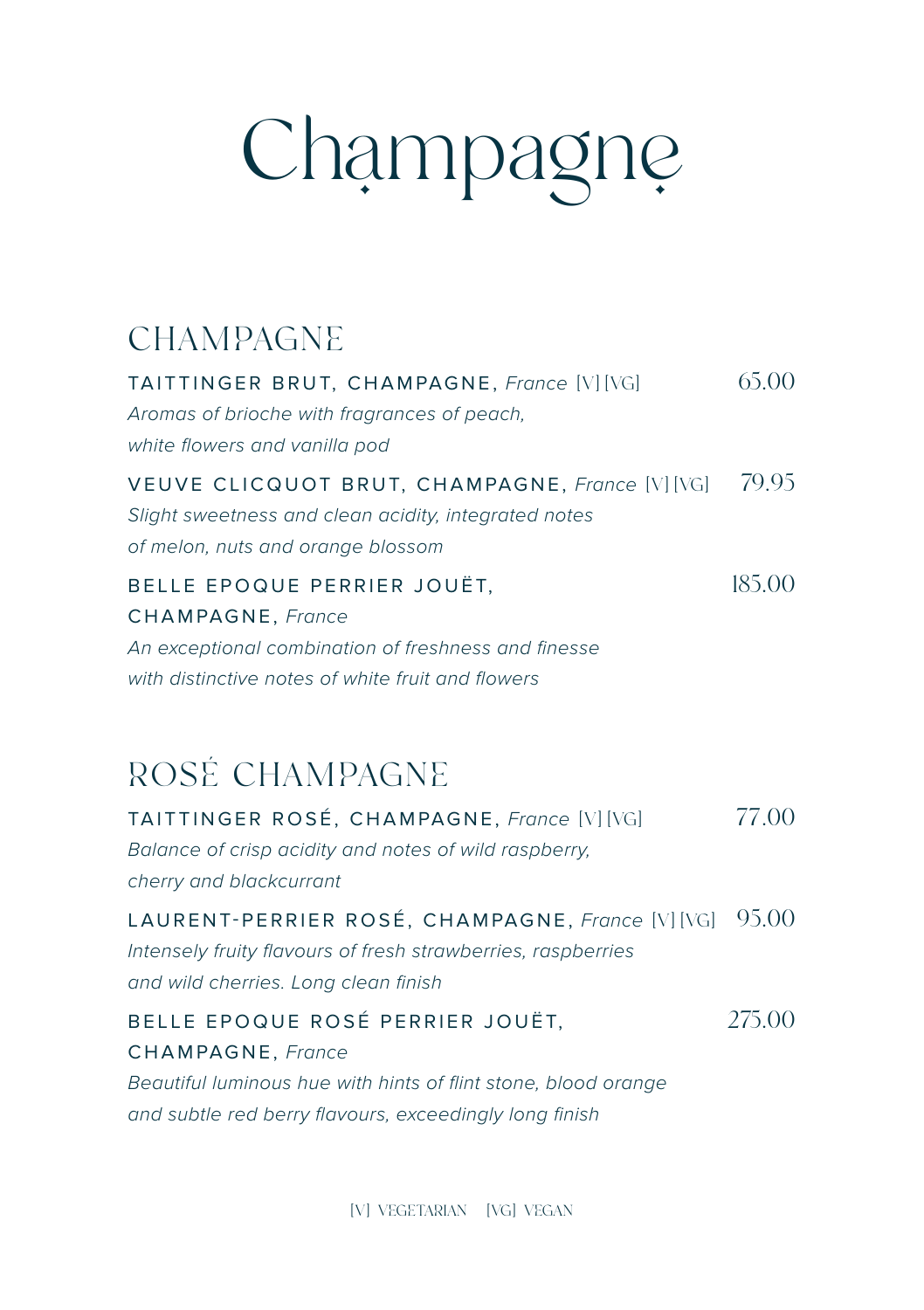# Champagne

## CHAMPAGNE

**TAITTINGER BRUT, CHAMPAGNE,** *France* [V] [VG] — 65.00
*Aromas of brioche with fragrances of peach, white flowers and vanilla pod*

**VEUVE CLICQUOT BRUT, CHAMPAGNE,** *France* [V] [VG] — 79.95
*Slight sweetness and clean acidity, integrated notes of melon, nuts and orange blossom*

**BELLE EPOQUE PERRIER JOUËT, CHAMPAGNE,** *France* — 185.00
*An exceptional combination of freshness and finesse with distinctive notes of white fruit and flowers*

## ROSÉ CHAMPAGNE

**TAITTINGER ROSÉ, CHAMPAGNE,** *France* [V] [VG] — 77.00
*Balance of crisp acidity and notes of wild raspberry, cherry and blackcurrant*

**LAURENT-PERRIER ROSÉ, CHAMPAGNE,** *France* [V] [VG] — 95.00
*Intensely fruity flavours of fresh strawberries, raspberries and wild cherries. Long clean finish*

**BELLE EPOQUE ROSÉ PERRIER JOUËT, CHAMPAGNE,** *France* — 275.00
*Beautiful luminous hue with hints of flint stone, blood orange and subtle red berry flavours, exceedingly long finish*

[V] VEGETARIAN [VG] VEGAN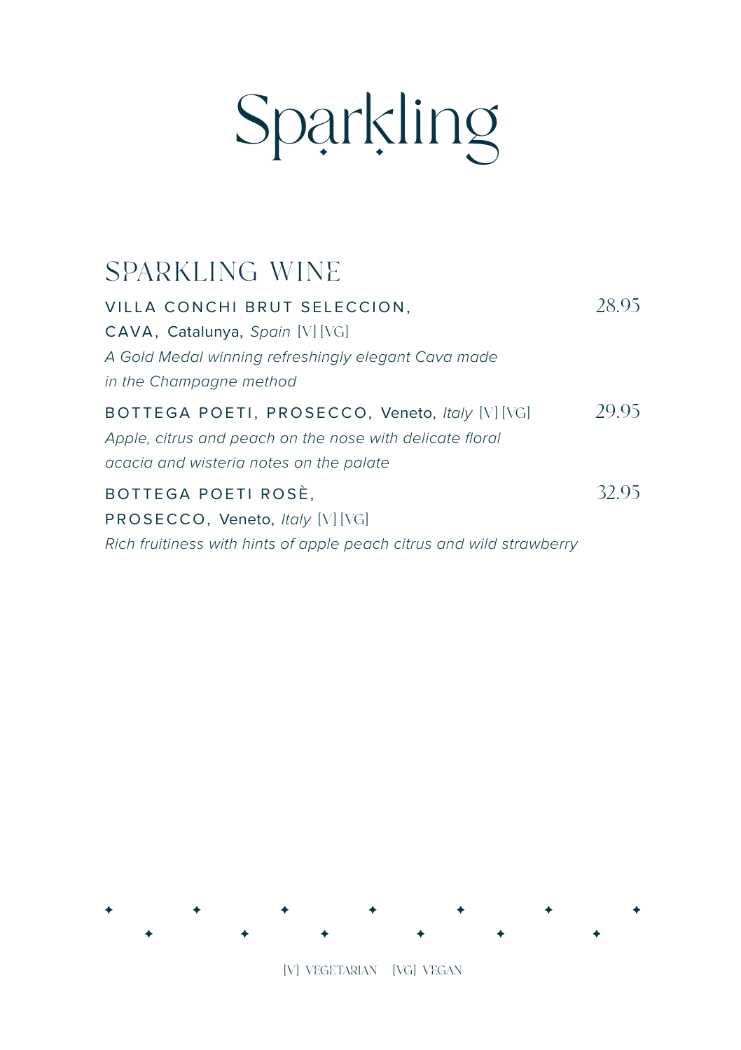# Sparkling

## SPARKLING WINE

**VILLA CONCHI BRUT SELECCION, CAVA,** Catalunya, *Spain* [V] [VG] — 28.95
*A Gold Medal winning refreshingly elegant Cava made in the Champagne method*

**BOTTEGA POETI, PROSECCO,** Veneto, *Italy* [V] [VG] — 29.95
*Apple, citrus and peach on the nose with delicate floral acacia and wisteria notes on the palate*

**BOTTEGA POETI ROSÈ, PROSECCO,** Veneto, *Italy* [V] [VG] — 32.95
*Rich fruitiness with hints of apple peach citrus and wild strawberry*

[V] VEGETARIAN [VG] VEGAN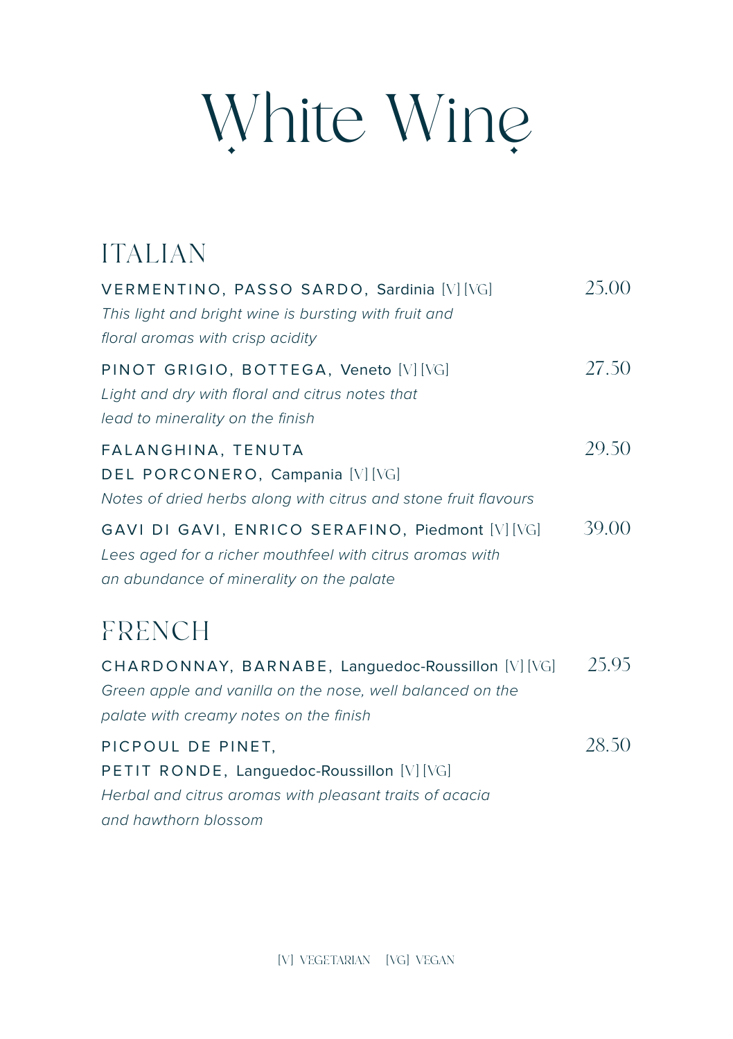# White Wine

## ITALIAN

**VERMENTINO, PASSO SARDO,** Sardinia [V] [VG] — 25.00
*This light and bright wine is bursting with fruit and floral aromas with crisp acidity*

**PINOT GRIGIO, BOTTEGA,** Veneto [V] [VG] — 27.50
*Light and dry with floral and citrus notes that lead to minerality on the finish*

**FALANGHINA, TENUTA DEL PORCONERO,** Campania [V] [VG] — 29.50
*Notes of dried herbs along with citrus and stone fruit flavours*

**GAVI DI GAVI, ENRICO SERAFINO,** Piedmont [V] [VG] — 39.00
*Lees aged for a richer mouthfeel with citrus aromas with an abundance of minerality on the palate*

## FRENCH

**CHARDONNAY, BARNABE,** Languedoc-Roussillon [V] [VG] — 25.95
*Green apple and vanilla on the nose, well balanced on the palate with creamy notes on the finish*

**PICPOUL DE PINET, PETIT RONDE,** Languedoc-Roussillon [V] [VG] — 28.50
*Herbal and citrus aromas with pleasant traits of acacia and hawthorn blossom*

[V] VEGETARIAN [VG] VEGAN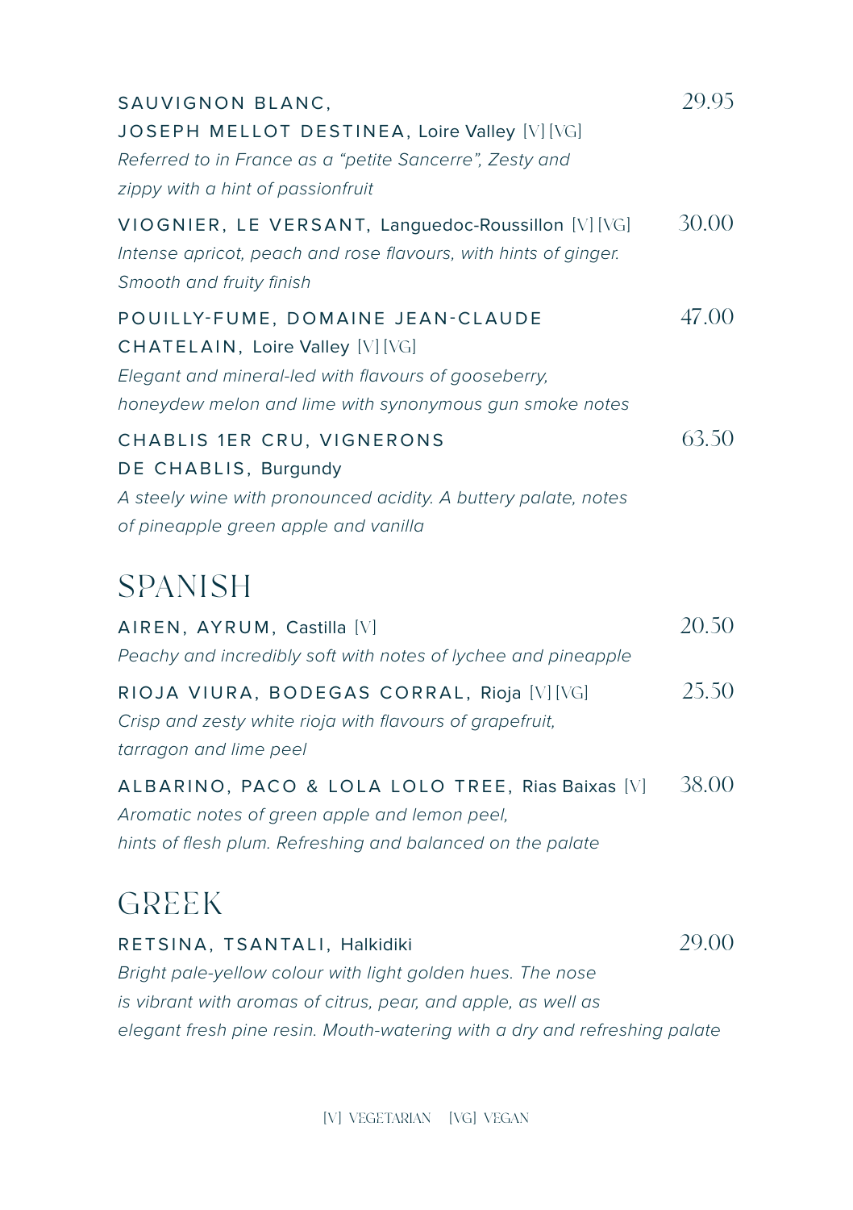**SAUVIGNON BLANC, JOSEPH MELLOT DESTINEA**, Loire Valley [V] [VG] — 29.95
*Referred to in France as a "petite Sancerre", Zesty and zippy with a hint of passionfruit*

**VIOGNIER, LE VERSANT**, Languedoc-Roussillon [V] [VG] — 30.00
*Intense apricot, peach and rose flavours, with hints of ginger. Smooth and fruity finish*

**POUILLY-FUME, DOMAINE JEAN-CLAUDE CHATELAIN**, Loire Valley [V] [VG] — 47.00
*Elegant and mineral-led with flavours of gooseberry, honeydew melon and lime with synonymous gun smoke notes*

**CHABLIS 1ER CRU, VIGNERONS DE CHABLIS**, Burgundy — 63.50
*A steely wine with pronounced acidity. A buttery palate, notes of pineapple green apple and vanilla*

## SPANISH

**AIREN, AYRUM**, Castilla [V] — 20.50
*Peachy and incredibly soft with notes of lychee and pineapple*

**RIOJA VIURA, BODEGAS CORRAL**, Rioja [V] [VG] — 25.50
*Crisp and zesty white rioja with flavours of grapefruit, tarragon and lime peel*

**ALBARINO, PACO & LOLA LOLO TREE**, Rias Baixas [V] — 38.00
*Aromatic notes of green apple and lemon peel, hints of flesh plum. Refreshing and balanced on the palate*

## GREEK

**RETSINA, TSANTALI**, Halkidiki — 29.00
*Bright pale-yellow colour with light golden hues. The nose is vibrant with aromas of citrus, pear, and apple, as well as elegant fresh pine resin. Mouth-watering with a dry and refreshing palate*

[V] VEGETARIAN [VG] VEGAN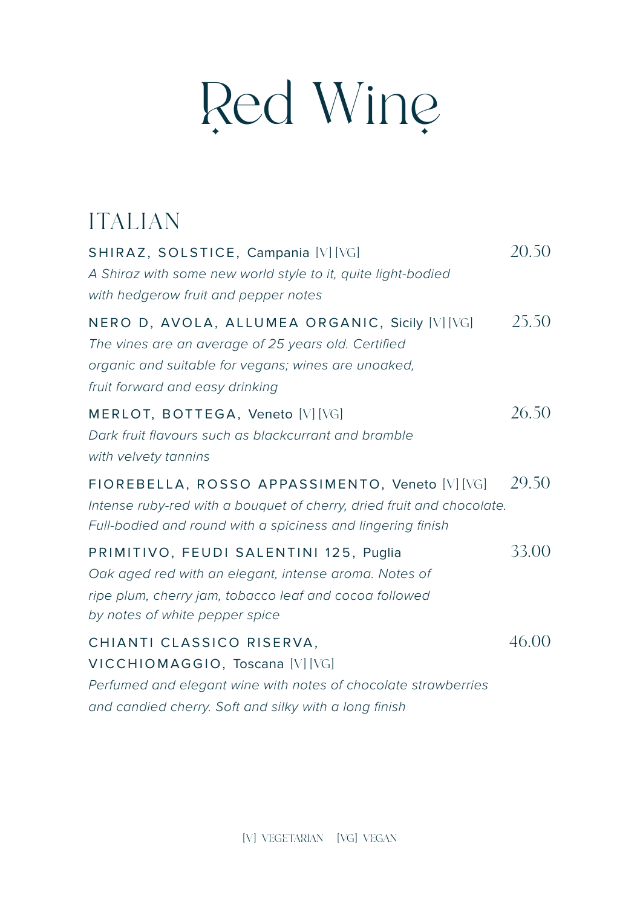# Red Wine

## ITALIAN

**SHIRAZ, SOLSTICE,** Campania [V] [VG] — 20.50

*A Shiraz with some new world style to it, quite light-bodied with hedgerow fruit and pepper notes*

**NERO D, AVOLA, ALLUMEA ORGANIC,** Sicily [V] [VG] — 25.50

*The vines are an average of 25 years old. Certified organic and suitable for vegans; wines are unoaked, fruit forward and easy drinking*

**MERLOT, BOTTEGA,** Veneto [V] [VG] — 26.50

*Dark fruit flavours such as blackcurrant and bramble with velvety tannins*

**FIOREBELLA, ROSSO APPASSIMENTO,** Veneto [V] [VG] — 29.50

*Intense ruby-red with a bouquet of cherry, dried fruit and chocolate. Full-bodied and round with a spiciness and lingering finish*

**PRIMITIVO, FEUDI SALENTINI 125,** Puglia — 33.00

*Oak aged red with an elegant, intense aroma. Notes of ripe plum, cherry jam, tobacco leaf and cocoa followed by notes of white pepper spice*

**CHIANTI CLASSICO RISERVA, VICCHIOMAGGIO,** Toscana [V] [VG] — 46.00

*Perfumed and elegant wine with notes of chocolate strawberries and candied cherry. Soft and silky with a long finish*

[V] VEGETARIAN [VG] VEGAN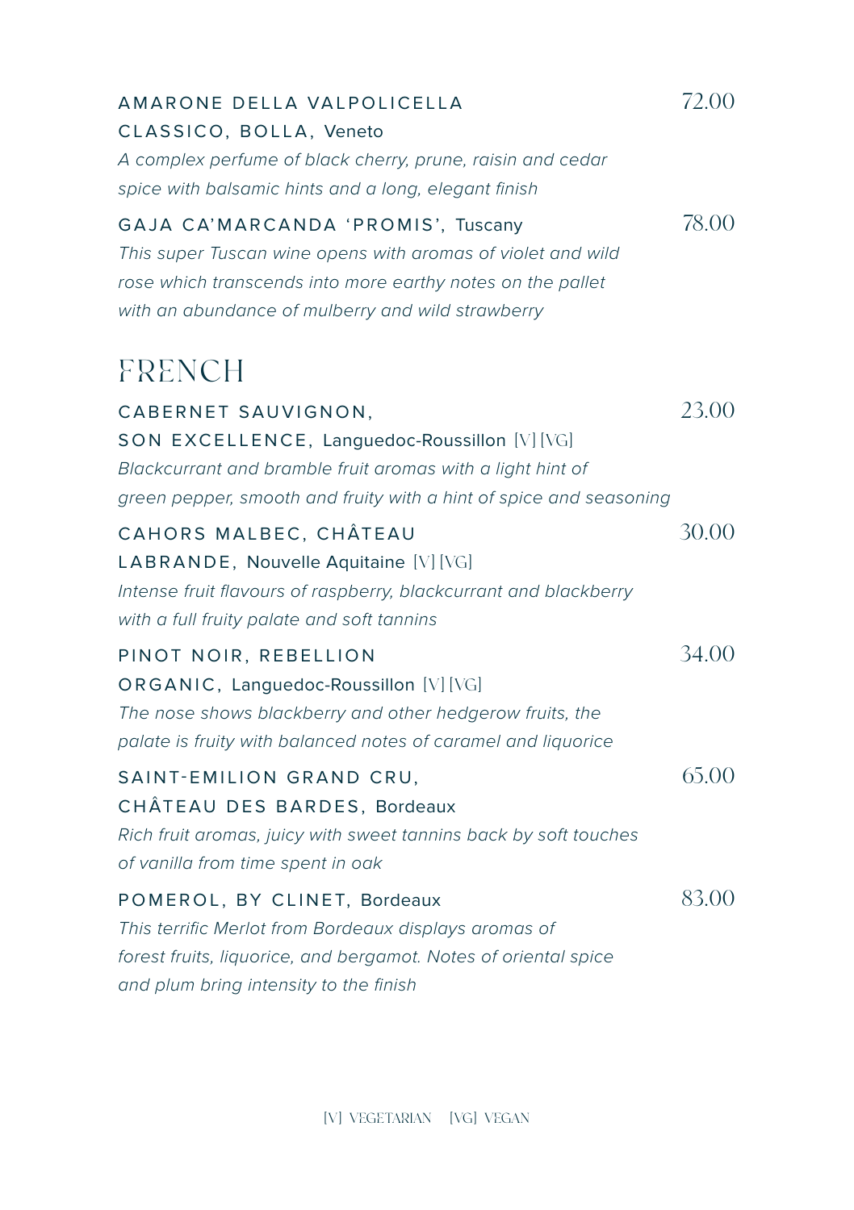**AMARONE DELLA VALPOLICELLA CLASSICO, BOLLA,** Veneto — 72.00

*A complex perfume of black cherry, prune, raisin and cedar spice with balsamic hints and a long, elegant finish*

**GAJA CA'MARCANDA 'PROMIS',** Tuscany — 78.00

*This super Tuscan wine opens with aromas of violet and wild rose which transcends into more earthy notes on the pallet with an abundance of mulberry and wild strawberry*

## FRENCH

**CABERNET SAUVIGNON, SON EXCELLENCE,** Languedoc-Roussillon [V] [VG] — 23.00

*Blackcurrant and bramble fruit aromas with a light hint of green pepper, smooth and fruity with a hint of spice and seasoning*

**CAHORS MALBEC, CHÂTEAU LABRANDE,** Nouvelle Aquitaine [V] [VG] — 30.00

*Intense fruit flavours of raspberry, blackcurrant and blackberry with a full fruity palate and soft tannins*

**PINOT NOIR, REBELLION ORGANIC,** Languedoc-Roussillon [V] [VG] — 34.00

*The nose shows blackberry and other hedgerow fruits, the palate is fruity with balanced notes of caramel and liquorice*

**SAINT-EMILION GRAND CRU, CHÂTEAU DES BARDES,** Bordeaux — 65.00

*Rich fruit aromas, juicy with sweet tannins back by soft touches of vanilla from time spent in oak*

**POMEROL, BY CLINET,** Bordeaux — 83.00

*This terrific Merlot from Bordeaux displays aromas of forest fruits, liquorice, and bergamot. Notes of oriental spice and plum bring intensity to the finish*

[V] VEGETARIAN [VG] VEGAN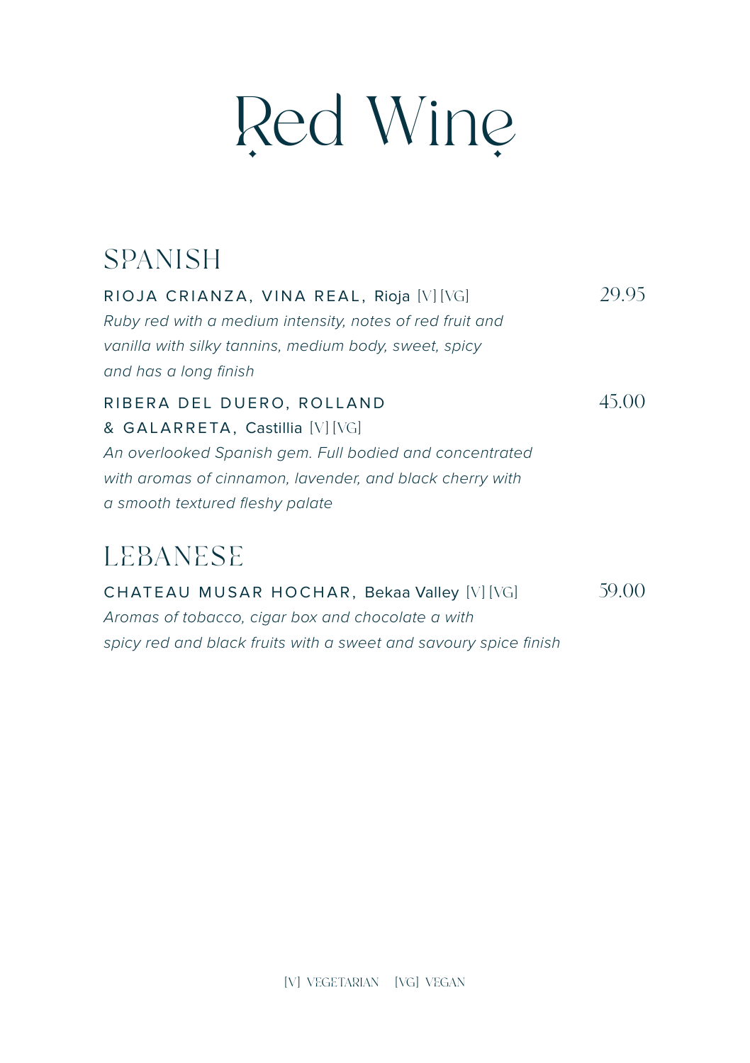# Red Wine

## SPANISH

**RIOJA CRIANZA, VINA REAL,** Rioja [V] [VG] — 29.95

*Ruby red with a medium intensity, notes of red fruit and vanilla with silky tannins, medium body, sweet, spicy and has a long finish*

**RIBERA DEL DUERO, ROLLAND & GALARRETA,** Castillia [V] [VG] — 45.00

*An overlooked Spanish gem. Full bodied and concentrated with aromas of cinnamon, lavender, and black cherry with a smooth textured fleshy palate*

## LEBANESE

**CHATEAU MUSAR HOCHAR,** Bekaa Valley [V] [VG] — 59.00

*Aromas of tobacco, cigar box and chocolate a with spicy red and black fruits with a sweet and savoury spice finish*

[V] VEGETARIAN [VG] VEGAN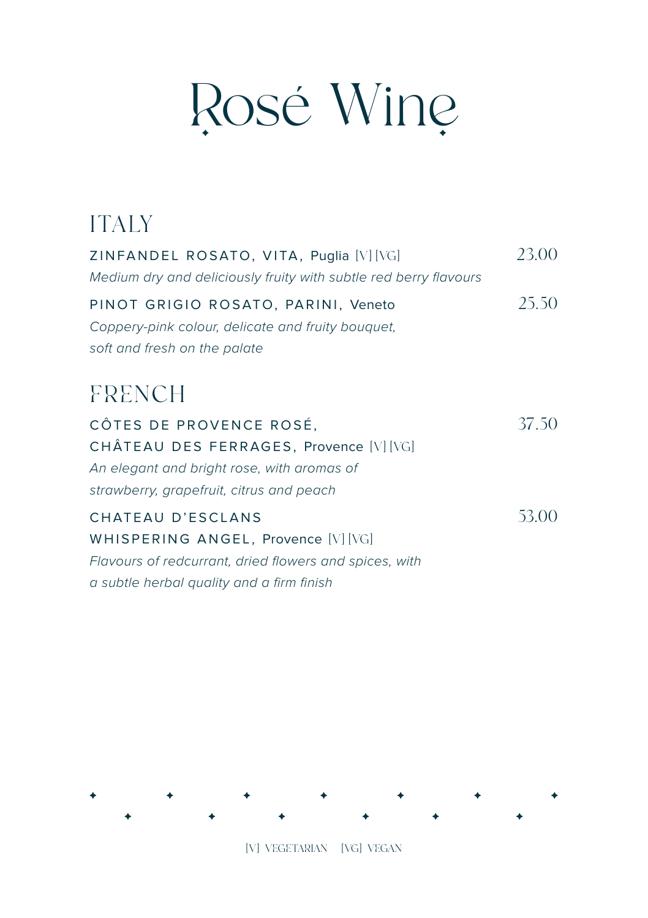# Rosé Wine

## ITALY

ZINFANDEL ROSATO, VITA, Puglia [V] [VG] — 23.00
*Medium dry and deliciously fruity with subtle red berry flavours*

PINOT GRIGIO ROSATO, PARINI, Veneto — 25.50
*Coppery-pink colour, delicate and fruity bouquet, soft and fresh on the palate*

## FRENCH

CÔTES DE PROVENCE ROSÉ, CHÂTEAU DES FERRAGES, Provence [V] [VG] — 37.50
*An elegant and bright rose, with aromas of strawberry, grapefruit, citrus and peach*

CHATEAU D'ESCLANS WHISPERING ANGEL, Provence [V] [VG] — 53.00
*Flavours of redcurrant, dried flowers and spices, with a subtle herbal quality and a firm finish*

[V] VEGETARIAN [VG] VEGAN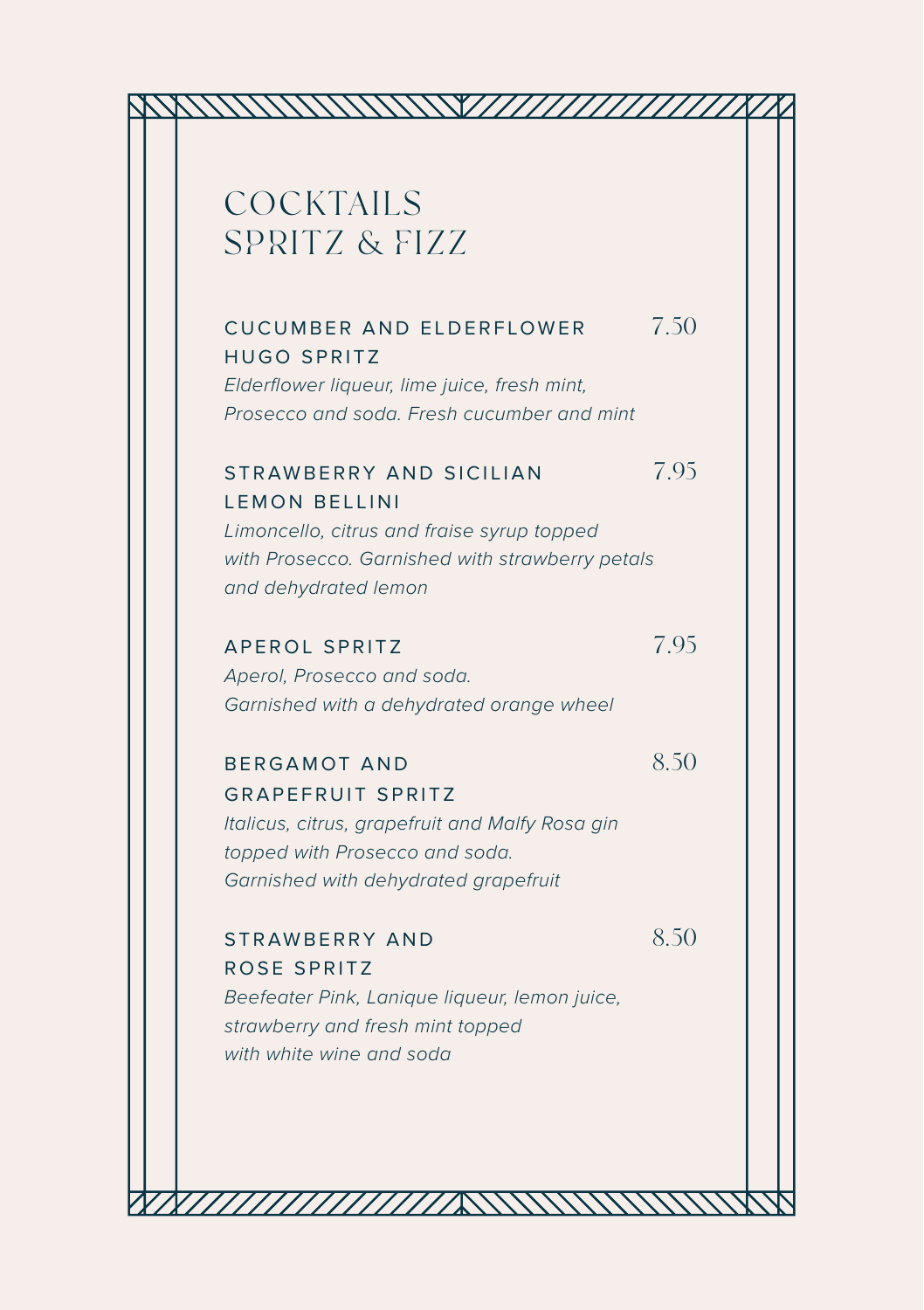# COCKTAILS
# SPRITZ & FIZZ

### CUCUMBER AND ELDERFLOWER HUGO SPRITZ — 7.50

*Elderflower liqueur, lime juice, fresh mint, Prosecco and soda. Fresh cucumber and mint*

### STRAWBERRY AND SICILIAN LEMON BELLINI — 7.95

*Limoncello, citrus and fraise syrup topped with Prosecco. Garnished with strawberry petals and dehydrated lemon*

### APEROL SPRITZ — 7.95

*Aperol, Prosecco and soda. Garnished with a dehydrated orange wheel*

### BERGAMOT AND GRAPEFRUIT SPRITZ — 8.50

*Italicus, citrus, grapefruit and Malfy Rosa gin topped with Prosecco and soda. Garnished with dehydrated grapefruit*

### STRAWBERRY AND ROSE SPRITZ — 8.50

*Beefeater Pink, Lanique liqueur, lemon juice, strawberry and fresh mint topped with white wine and soda*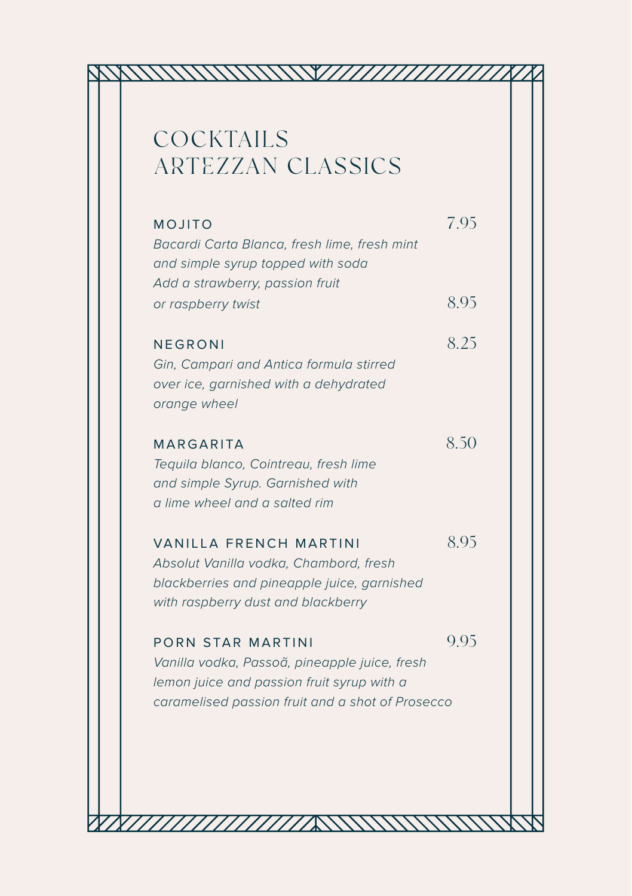# COCKTAILS
# ARTEZZAN CLASSICS

**MOJITO** 7.95

*Bacardi Carta Blanca, fresh lime, fresh mint and simple syrup topped with soda*
*Add a strawberry, passion fruit or raspberry twist* 8.95

**NEGRONI** 8.25

*Gin, Campari and Antica formula stirred over ice, garnished with a dehydrated orange wheel*

**MARGARITA** 8.50

*Tequila blanco, Cointreau, fresh lime and simple Syrup. Garnished with a lime wheel and a salted rim*

**VANILLA FRENCH MARTINI** 8.95

*Absolut Vanilla vodka, Chambord, fresh blackberries and pineapple juice, garnished with raspberry dust and blackberry*

**PORN STAR MARTINI** 9.95

*Vanilla vodka, Passoã, pineapple juice, fresh lemon juice and passion fruit syrup with a caramelised passion fruit and a shot of Prosecco*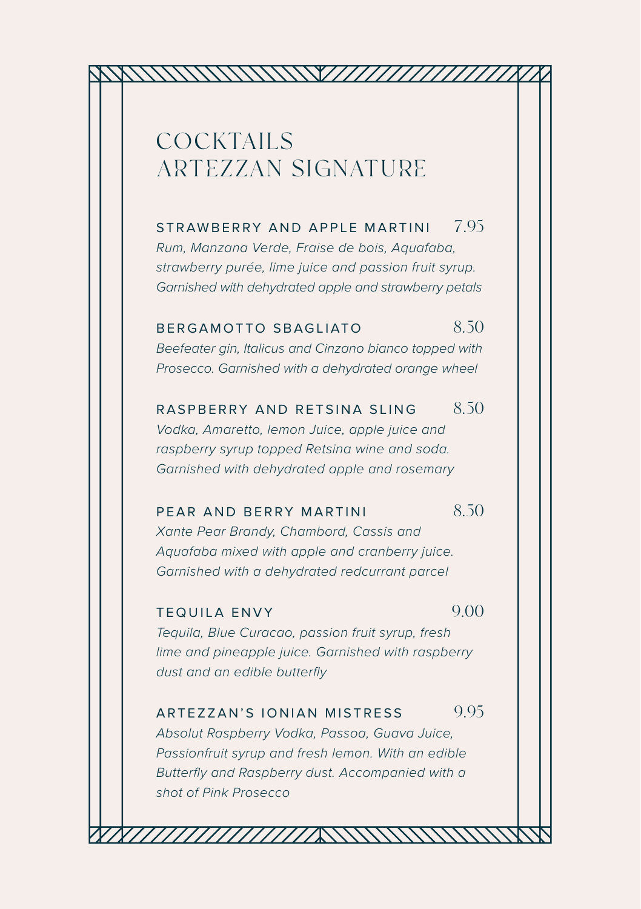# COCKTAILS
# ARTEZZAN SIGNATURE

**STRAWBERRY AND APPLE MARTINI** 7.95

*Rum, Manzana Verde, Fraise de bois, Aquafaba, strawberry purée, lime juice and passion fruit syrup. Garnished with dehydrated apple and strawberry petals*

**BERGAMOTTO SBAGLIATO** 8.50

*Beefeater gin, Italicus and Cinzano bianco topped with Prosecco. Garnished with a dehydrated orange wheel*

**RASPBERRY AND RETSINA SLING** 8.50

*Vodka, Amaretto, lemon Juice, apple juice and raspberry syrup topped Retsina wine and soda. Garnished with dehydrated apple and rosemary*

**PEAR AND BERRY MARTINI** 8.50

*Xante Pear Brandy, Chambord, Cassis and Aquafaba mixed with apple and cranberry juice. Garnished with a dehydrated redcurrant parcel*

**TEQUILA ENVY** 9.00

*Tequila, Blue Curacao, passion fruit syrup, fresh lime and pineapple juice. Garnished with raspberry dust and an edible butterfly*

**ARTEZZAN'S IONIAN MISTRESS** 9.95

*Absolut Raspberry Vodka, Passoa, Guava Juice, Passionfruit syrup and fresh lemon. With an edible Butterfly and Raspberry dust. Accompanied with a shot of Pink Prosecco*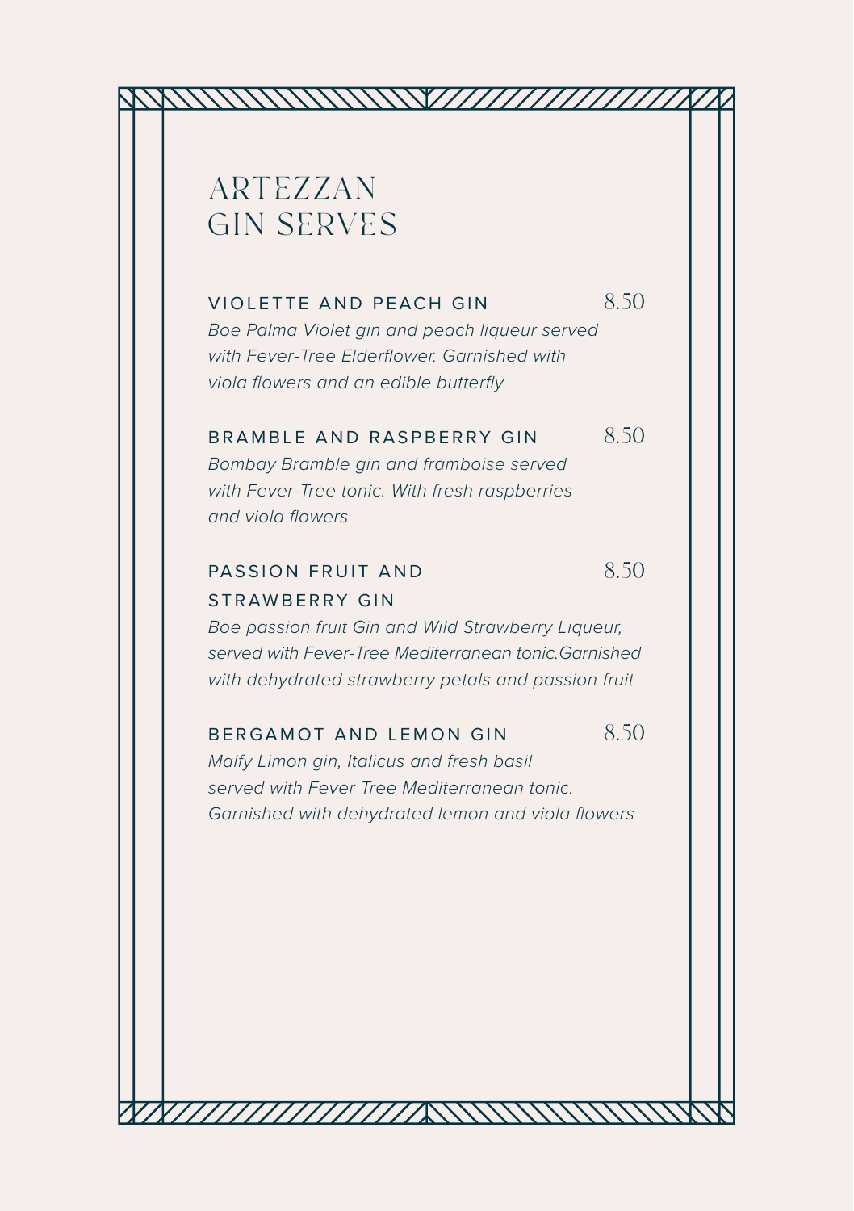# ARTEZZAN GIN SERVES

### VIOLETTE AND PEACH GIN 8.50

*Boe Palma Violet gin and peach liqueur served with Fever-Tree Elderflower. Garnished with viola flowers and an edible butterfly*

### BRAMBLE AND RASPBERRY GIN 8.50

*Bombay Bramble gin and framboise served with Fever-Tree tonic. With fresh raspberries and viola flowers*

### PASSION FRUIT AND STRAWBERRY GIN 8.50

*Boe passion fruit Gin and Wild Strawberry Liqueur, served with Fever-Tree Mediterranean tonic.Garnished with dehydrated strawberry petals and passion fruit*

### BERGAMOT AND LEMON GIN 8.50

*Malfy Limon gin, Italicus and fresh basil served with Fever Tree Mediterranean tonic. Garnished with dehydrated lemon and viola flowers*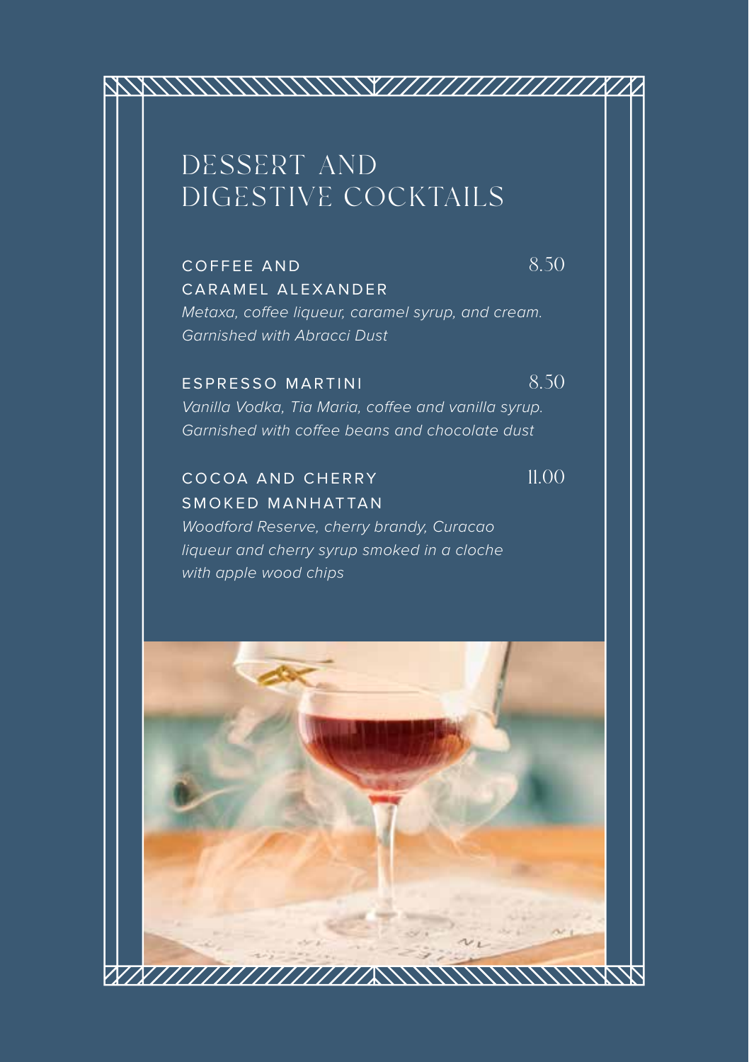# DESSERT AND DIGESTIVE COCKTAILS

### COFFEE AND CARAMEL ALEXANDER — 8.50

*Metaxa, coffee liqueur, caramel syrup, and cream. Garnished with Abracci Dust*

### ESPRESSO MARTINI — 8.50

*Vanilla Vodka, Tia Maria, coffee and vanilla syrup. Garnished with coffee beans and chocolate dust*

### COCOA AND CHERRY SMOKED MANHATTAN — 11.00

*Woodford Reserve, cherry brandy, Curacao liqueur and cherry syrup smoked in a cloche with apple wood chips*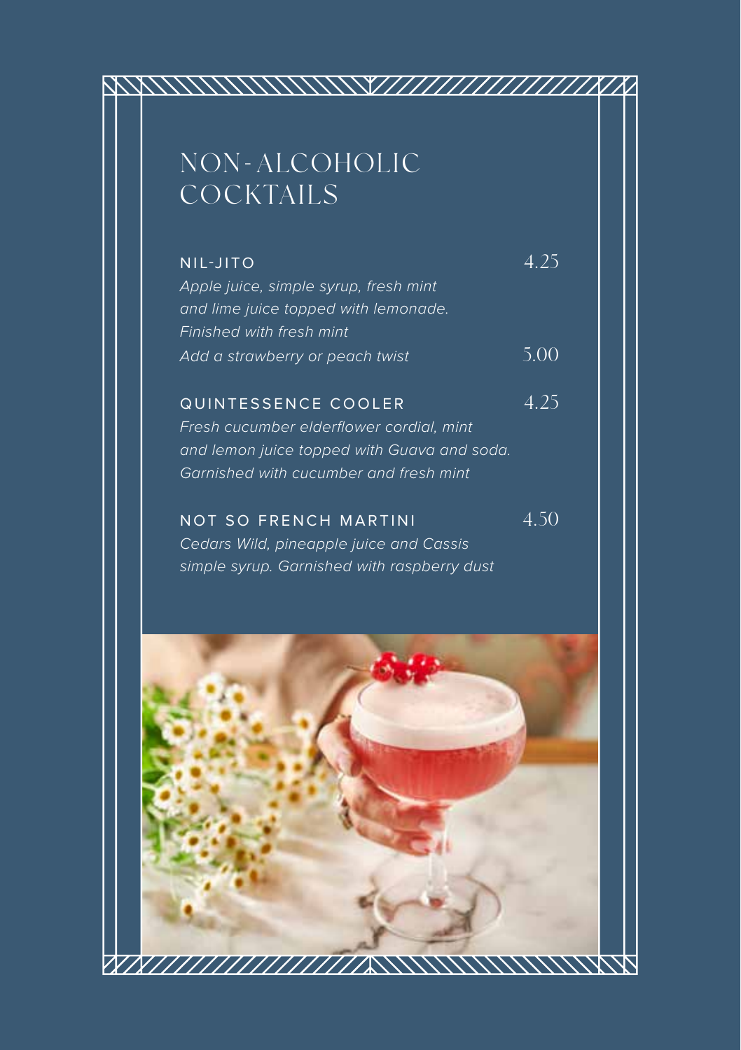# NON-ALCOHOLIC COCKTAILS

**NIL-JITO** 4.25

*Apple juice, simple syrup, fresh mint and lime juice topped with lemonade. Finished with fresh mint*

*Add a strawberry or peach twist* 5.00

**QUINTESSENCE COOLER** 4.25

*Fresh cucumber elderflower cordial, mint and lemon juice topped with Guava and soda. Garnished with cucumber and fresh mint*

**NOT SO FRENCH MARTINI** 4.50

*Cedars Wild, pineapple juice and Cassis simple syrup. Garnished with raspberry dust*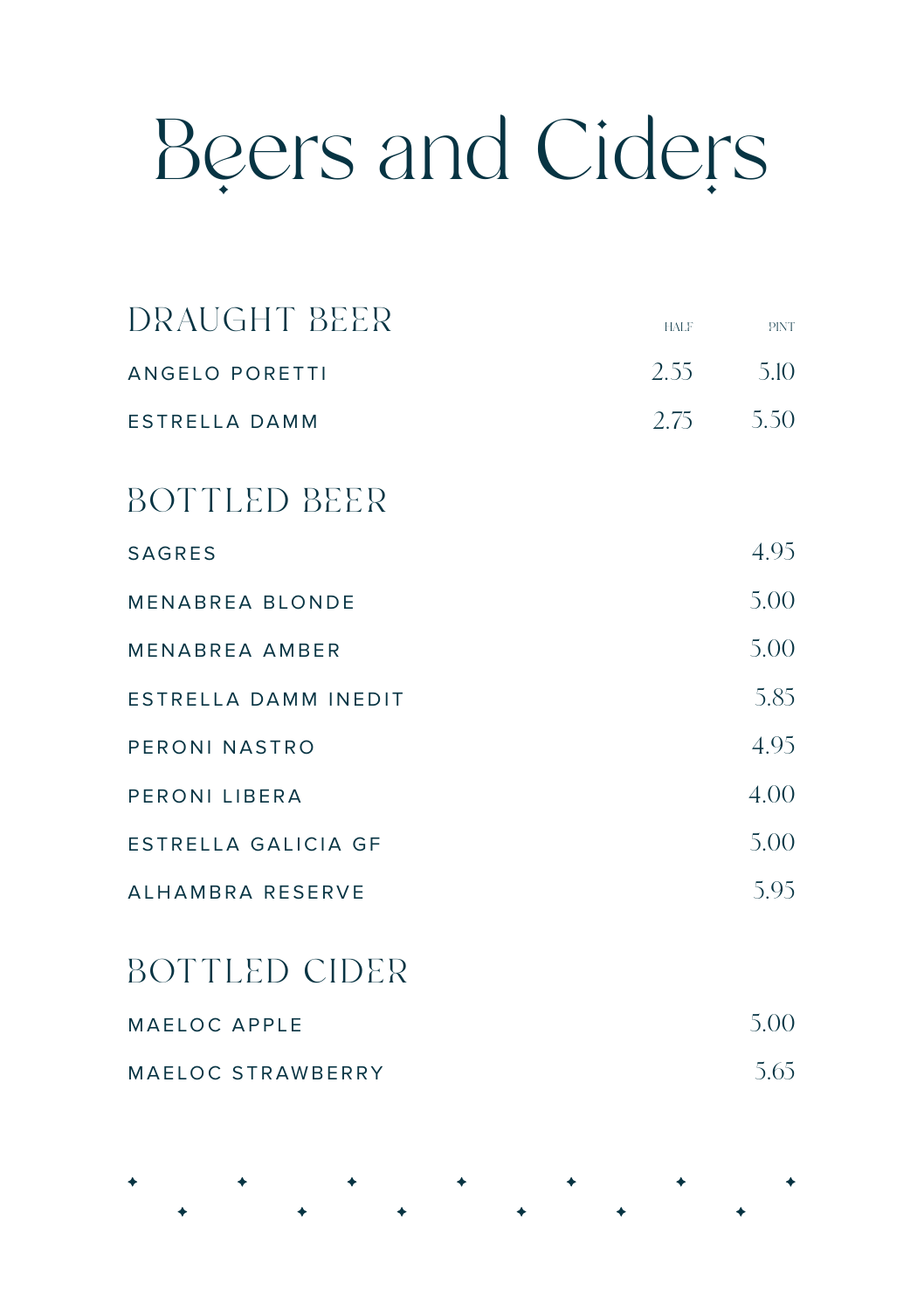# Beers and Ciders

## DRAUGHT BEER

| | HALF | PINT |
|---|---|---|
| ANGELO PORETTI | 2.55 | 5.10 |
| ESTRELLA DAMM | 2.75 | 5.50 |

## BOTTLED BEER

| | |
|---|---|
| SAGRES | 4.95 |
| MENABREA BLONDE | 5.00 |
| MENABREA AMBER | 5.00 |
| ESTRELLA DAMM INEDIT | 5.85 |
| PERONI NASTRO | 4.95 |
| PERONI LIBERA | 4.00 |
| ESTRELLA GALICIA GF | 5.00 |
| ALHAMBRA RESERVE | 5.95 |

## BOTTLED CIDER

| | |
|---|---|
| MAELOC APPLE | 5.00 |
| MAELOC STRAWBERRY | 5.65 |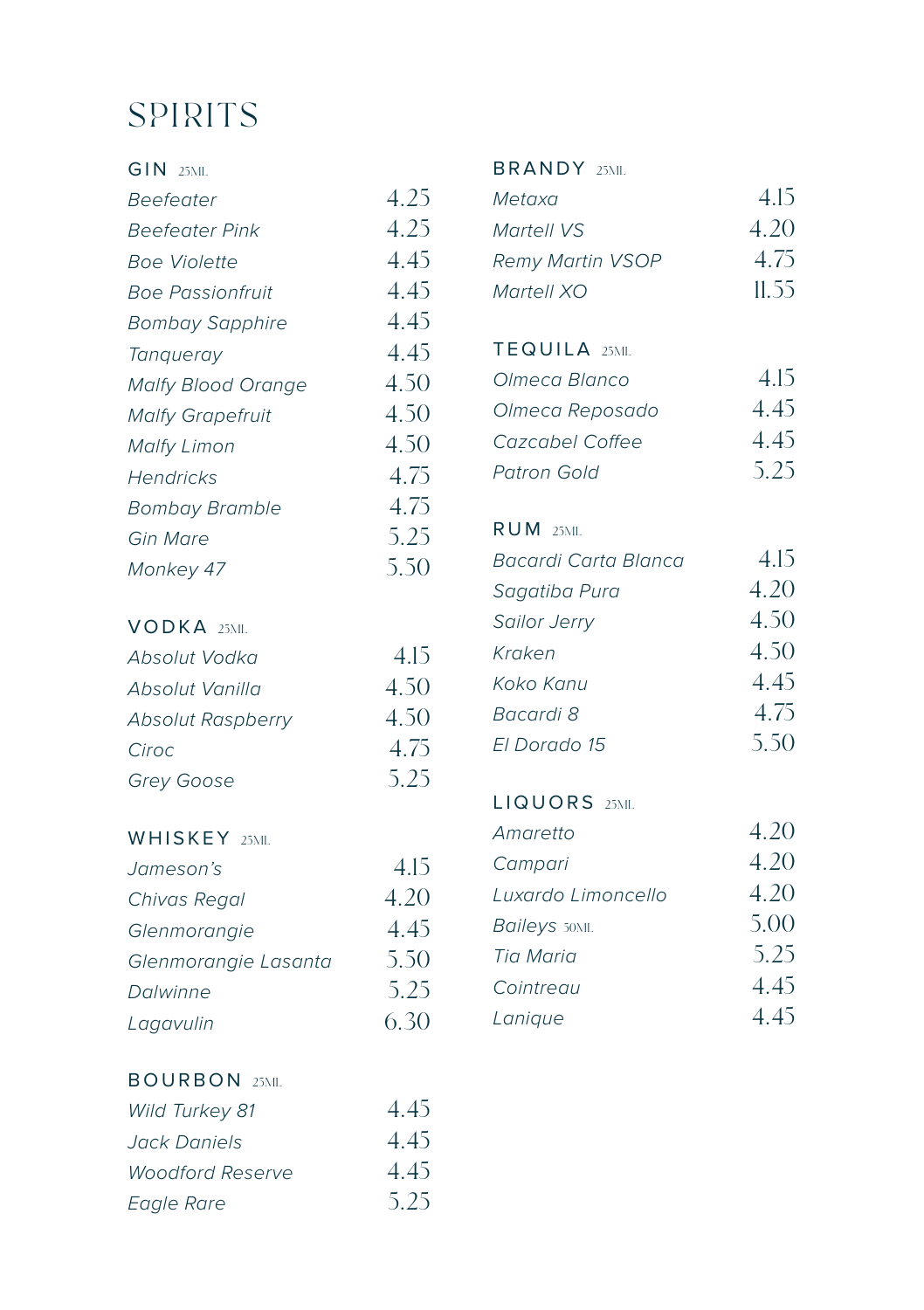# SPIRITS

## GIN 25ML

| | |
|---|---|
| *Beefeater* | 4.25 |
| *Beefeater Pink* | 4.25 |
| *Boe Violette* | 4.45 |
| *Boe Passionfruit* | 4.45 |
| *Bombay Sapphire* | 4.45 |
| *Tanqueray* | 4.45 |
| *Malfy Blood Orange* | 4.50 |
| *Malfy Grapefruit* | 4.50 |
| *Malfy Limon* | 4.50 |
| *Hendricks* | 4.75 |
| *Bombay Bramble* | 4.75 |
| *Gin Mare* | 5.25 |
| *Monkey 47* | 5.50 |

## VODKA 25ML

| | |
|---|---|
| *Absolut Vodka* | 4.15 |
| *Absolut Vanilla* | 4.50 |
| *Absolut Raspberry* | 4.50 |
| *Ciroc* | 4.75 |
| *Grey Goose* | 5.25 |

## WHISKEY 25ML

| | |
|---|---|
| *Jameson's* | 4.15 |
| *Chivas Regal* | 4.20 |
| *Glenmorangie* | 4.45 |
| *Glenmorangie Lasanta* | 5.50 |
| *Dalwinne* | 5.25 |
| *Lagavulin* | 6.30 |

## BOURBON 25ML

| | |
|---|---|
| *Wild Turkey 81* | 4.45 |
| *Jack Daniels* | 4.45 |
| *Woodford Reserve* | 4.45 |
| *Eagle Rare* | 5.25 |

## BRANDY 25ML

| | |
|---|---|
| *Metaxa* | 4.15 |
| *Martell VS* | 4.20 |
| *Remy Martin VSOP* | 4.75 |
| *Martell XO* | 11.55 |

## TEQUILA 25ML

| | |
|---|---|
| *Olmeca Blanco* | 4.15 |
| *Olmeca Reposado* | 4.45 |
| *Cazcabel Coffee* | 4.45 |
| *Patron Gold* | 5.25 |

## RUM 25ML

| | |
|---|---|
| *Bacardi Carta Blanca* | 4.15 |
| *Sagatiba Pura* | 4.20 |
| *Sailor Jerry* | 4.50 |
| *Kraken* | 4.50 |
| *Koko Kanu* | 4.45 |
| *Bacardi 8* | 4.75 |
| *El Dorado 15* | 5.50 |

## LIQUORS 25ML

| | |
|---|---|
| *Amaretto* | 4.20 |
| *Campari* | 4.20 |
| *Luxardo Limoncello* | 4.20 |
| *Baileys* 50ML | 5.00 |
| *Tia Maria* | 5.25 |
| *Cointreau* | 4.45 |
| *Lanique* | 4.45 |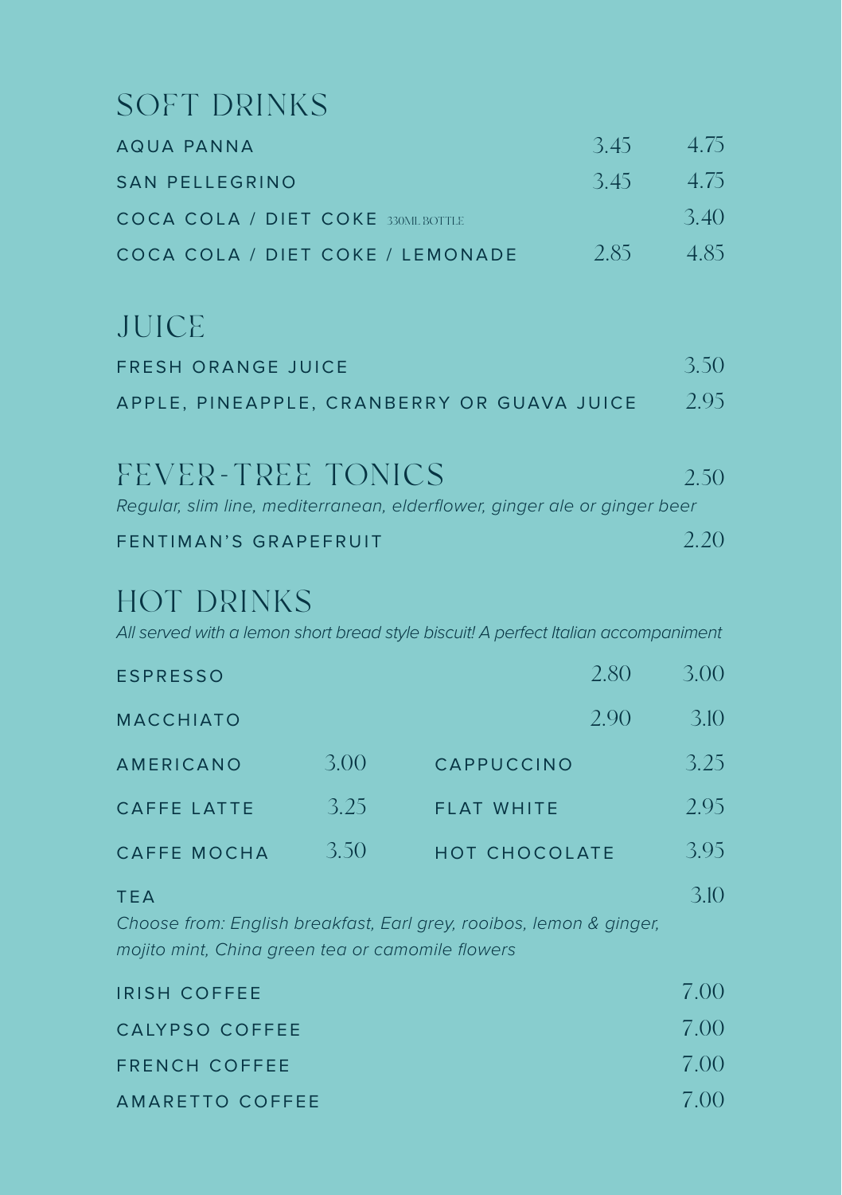## SOFT DRINKS

| | | |
|---|---|---|
| AQUA PANNA | 3.45 | 4.75 |
| SAN PELLEGRINO | 3.45 | 4.75 |
| COCA COLA / DIET COKE 330ML BOTTLE | | 3.40 |
| COCA COLA / DIET COKE / LEMONADE | 2.85 | 4.85 |

## JUICE

| | |
|---|---|
| FRESH ORANGE JUICE | 3.50 |
| APPLE, PINEAPPLE, CRANBERRY OR GUAVA JUICE | 2.95 |

## FEVER-TREE TONICS 2.50

*Regular, slim line, mediterranean, elderflower, ginger ale or ginger beer*

FENTIMAN'S GRAPEFRUIT 2.20

## HOT DRINKS

*All served with a lemon short bread style biscuit! A perfect Italian accompaniment*

| | | |
|---|---|---|
| ESPRESSO | 2.80 | 3.00 |
| MACCHIATO | 2.90 | 3.10 |

| | | | |
|---|---|---|---|
| AMERICANO | 3.00 | CAPPUCCINO | 3.25 |
| CAFFE LATTE | 3.25 | FLAT WHITE | 2.95 |
| CAFFE MOCHA | 3.50 | HOT CHOCOLATE | 3.95 |

TEA 3.10

*Choose from: English breakfast, Earl grey, rooibos, lemon & ginger, mojito mint, China green tea or camomile flowers*

| | |
|---|---|
| IRISH COFFEE | 7.00 |
| CALYPSO COFFEE | 7.00 |
| FRENCH COFFEE | 7.00 |
| AMARETTO COFFEE | 7.00 |